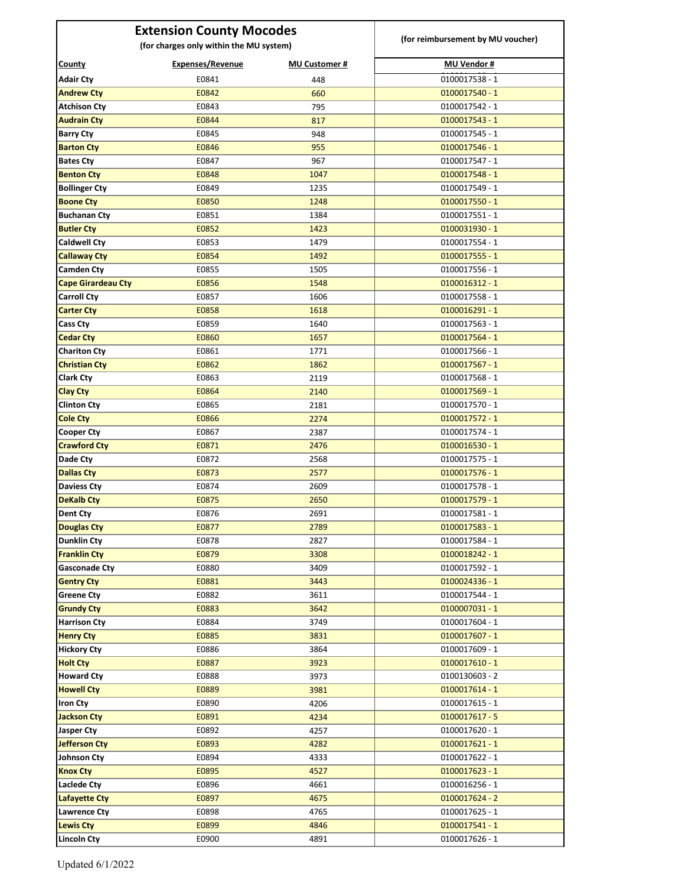# Extension County Mocodes

(for charges only within the MU system)

(for reimbursement by MU voucher)

| County | Expenses/Revenue | MU Customer # | MU Vendor # |
|---|---|---|---|
| Adair Cty | E0841 | 448 | 0100017538 - 1 |
| Andrew Cty | E0842 | 660 | 0100017540 - 1 |
| Atchison Cty | E0843 | 795 | 0100017542 - 1 |
| Audrain Cty | E0844 | 817 | 0100017543 - 1 |
| Barry Cty | E0845 | 948 | 0100017545 - 1 |
| Barton Cty | E0846 | 955 | 0100017546 - 1 |
| Bates Cty | E0847 | 967 | 0100017547 - 1 |
| Benton Cty | E0848 | 1047 | 0100017548 - 1 |
| Bollinger Cty | E0849 | 1235 | 0100017549 - 1 |
| Boone Cty | E0850 | 1248 | 0100017550 - 1 |
| Buchanan Cty | E0851 | 1384 | 0100017551 - 1 |
| Butler Cty | E0852 | 1423 | 0100031930 - 1 |
| Caldwell Cty | E0853 | 1479 | 0100017554 - 1 |
| Callaway Cty | E0854 | 1492 | 0100017555 - 1 |
| Camden Cty | E0855 | 1505 | 0100017556 - 1 |
| Cape Girardeau Cty | E0856 | 1548 | 0100016312 - 1 |
| Carroll Cty | E0857 | 1606 | 0100017558 - 1 |
| Carter Cty | E0858 | 1618 | 0100016291 - 1 |
| Cass Cty | E0859 | 1640 | 0100017563 - 1 |
| Cedar Cty | E0860 | 1657 | 0100017564 - 1 |
| Chariton Cty | E0861 | 1771 | 0100017566 - 1 |
| Christian Cty | E0862 | 1862 | 0100017567 - 1 |
| Clark Cty | E0863 | 2119 | 0100017568 - 1 |
| Clay Cty | E0864 | 2140 | 0100017569 - 1 |
| Clinton Cty | E0865 | 2181 | 0100017570 - 1 |
| Cole Cty | E0866 | 2274 | 0100017572 - 1 |
| Cooper Cty | E0867 | 2387 | 0100017574 - 1 |
| Crawford Cty | E0871 | 2476 | 0100016530 - 1 |
| Dade Cty | E0872 | 2568 | 0100017575 - 1 |
| Dallas Cty | E0873 | 2577 | 0100017576 - 1 |
| Daviess Cty | E0874 | 2609 | 0100017578 - 1 |
| DeKalb Cty | E0875 | 2650 | 0100017579 - 1 |
| Dent Cty | E0876 | 2691 | 0100017581 - 1 |
| Douglas Cty | E0877 | 2789 | 0100017583 - 1 |
| Dunklin Cty | E0878 | 2827 | 0100017584 - 1 |
| Franklin Cty | E0879 | 3308 | 0100018242 - 1 |
| Gasconade Cty | E0880 | 3409 | 0100017592 - 1 |
| Gentry Cty | E0881 | 3443 | 0100024336 - 1 |
| Greene Cty | E0882 | 3611 | 0100017544 - 1 |
| Grundy Cty | E0883 | 3642 | 0100007031 - 1 |
| Harrison Cty | E0884 | 3749 | 0100017604 - 1 |
| Henry Cty | E0885 | 3831 | 0100017607 - 1 |
| Hickory Cty | E0886 | 3864 | 0100017609 - 1 |
| Holt Cty | E0887 | 3923 | 0100017610 - 1 |
| Howard Cty | E0888 | 3973 | 0100130603 - 2 |
| Howell Cty | E0889 | 3981 | 0100017614 - 1 |
| Iron Cty | E0890 | 4206 | 0100017615 - 1 |
| Jackson Cty | E0891 | 4234 | 0100017617 - 5 |
| Jasper Cty | E0892 | 4257 | 0100017620 - 1 |
| Jefferson Cty | E0893 | 4282 | 0100017621 - 1 |
| Johnson Cty | E0894 | 4333 | 0100017622 - 1 |
| Knox Cty | E0895 | 4527 | 0100017623 - 1 |
| Laclede Cty | E0896 | 4661 | 0100016256 - 1 |
| Lafayette Cty | E0897 | 4675 | 0100017624 - 2 |
| Lawrence Cty | E0898 | 4765 | 0100017625 - 1 |
| Lewis Cty | E0899 | 4846 | 0100017541 - 1 |
| Lincoln Cty | E0900 | 4891 | 0100017626 - 1 |

Updated 6/1/2022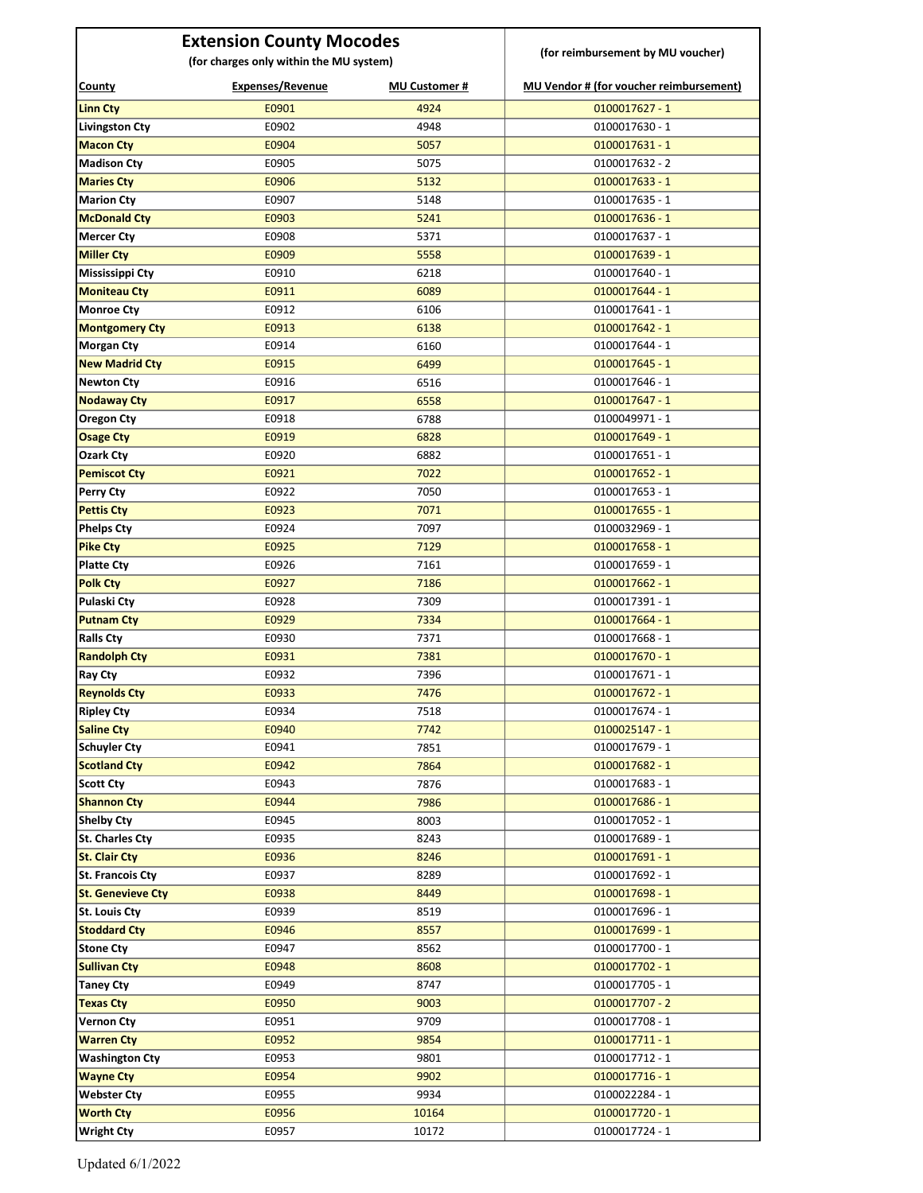| **Extension County Mocodes** (for charges only within the MU system) | | | (for reimbursement by MU voucher) |
|---|---|---|---|
| **County** | **Expenses/Revenue** | **MU Customer #** | **MU Vendor # (for voucher reimbursement)** |
| **Linn Cty** | E0901 | 4924 | 0100017627 - 1 |
| **Livingston Cty** | E0902 | 4948 | 0100017630 - 1 |
| **Macon Cty** | E0904 | 5057 | 0100017631 - 1 |
| **Madison Cty** | E0905 | 5075 | 0100017632 - 2 |
| **Maries Cty** | E0906 | 5132 | 0100017633 - 1 |
| **Marion Cty** | E0907 | 5148 | 0100017635 - 1 |
| **McDonald Cty** | E0903 | 5241 | 0100017636 - 1 |
| **Mercer Cty** | E0908 | 5371 | 0100017637 - 1 |
| **Miller Cty** | E0909 | 5558 | 0100017639 - 1 |
| **Mississippi Cty** | E0910 | 6218 | 0100017640 - 1 |
| **Moniteau Cty** | E0911 | 6089 | 0100017644 - 1 |
| **Monroe Cty** | E0912 | 6106 | 0100017641 - 1 |
| **Montgomery Cty** | E0913 | 6138 | 0100017642 - 1 |
| **Morgan Cty** | E0914 | 6160 | 0100017644 - 1 |
| **New Madrid Cty** | E0915 | 6499 | 0100017645 - 1 |
| **Newton Cty** | E0916 | 6516 | 0100017646 - 1 |
| **Nodaway Cty** | E0917 | 6558 | 0100017647 - 1 |
| **Oregon Cty** | E0918 | 6788 | 0100049971 - 1 |
| **Osage Cty** | E0919 | 6828 | 0100017649 - 1 |
| **Ozark Cty** | E0920 | 6882 | 0100017651 - 1 |
| **Pemiscot Cty** | E0921 | 7022 | 0100017652 - 1 |
| **Perry Cty** | E0922 | 7050 | 0100017653 - 1 |
| **Pettis Cty** | E0923 | 7071 | 0100017655 - 1 |
| **Phelps Cty** | E0924 | 7097 | 0100032969 - 1 |
| **Pike Cty** | E0925 | 7129 | 0100017658 - 1 |
| **Platte Cty** | E0926 | 7161 | 0100017659 - 1 |
| **Polk Cty** | E0927 | 7186 | 0100017662 - 1 |
| **Pulaski Cty** | E0928 | 7309 | 0100017391 - 1 |
| **Putnam Cty** | E0929 | 7334 | 0100017664 - 1 |
| **Ralls Cty** | E0930 | 7371 | 0100017668 - 1 |
| **Randolph Cty** | E0931 | 7381 | 0100017670 - 1 |
| **Ray Cty** | E0932 | 7396 | 0100017671 - 1 |
| **Reynolds Cty** | E0933 | 7476 | 0100017672 - 1 |
| **Ripley Cty** | E0934 | 7518 | 0100017674 - 1 |
| **Saline Cty** | E0940 | 7742 | 0100025147 - 1 |
| **Schuyler Cty** | E0941 | 7851 | 0100017679 - 1 |
| **Scotland Cty** | E0942 | 7864 | 0100017682 - 1 |
| **Scott Cty** | E0943 | 7876 | 0100017683 - 1 |
| **Shannon Cty** | E0944 | 7986 | 0100017686 - 1 |
| **Shelby Cty** | E0945 | 8003 | 0100017052 - 1 |
| **St. Charles Cty** | E0935 | 8243 | 0100017689 - 1 |
| **St. Clair Cty** | E0936 | 8246 | 0100017691 - 1 |
| **St. Francois Cty** | E0937 | 8289 | 0100017692 - 1 |
| **St. Genevieve Cty** | E0938 | 8449 | 0100017698 - 1 |
| **St. Louis Cty** | E0939 | 8519 | 0100017696 - 1 |
| **Stoddard Cty** | E0946 | 8557 | 0100017699 - 1 |
| **Stone Cty** | E0947 | 8562 | 0100017700 - 1 |
| **Sullivan Cty** | E0948 | 8608 | 0100017702 - 1 |
| **Taney Cty** | E0949 | 8747 | 0100017705 - 1 |
| **Texas Cty** | E0950 | 9003 | 0100017707 - 2 |
| **Vernon Cty** | E0951 | 9709 | 0100017708 - 1 |
| **Warren Cty** | E0952 | 9854 | 0100017711 - 1 |
| **Washington Cty** | E0953 | 9801 | 0100017712 - 1 |
| **Wayne Cty** | E0954 | 9902 | 0100017716 - 1 |
| **Webster Cty** | E0955 | 9934 | 0100022284 - 1 |
| **Worth Cty** | E0956 | 10164 | 0100017720 - 1 |
| **Wright Cty** | E0957 | 10172 | 0100017724 - 1 |

Updated 6/1/2022